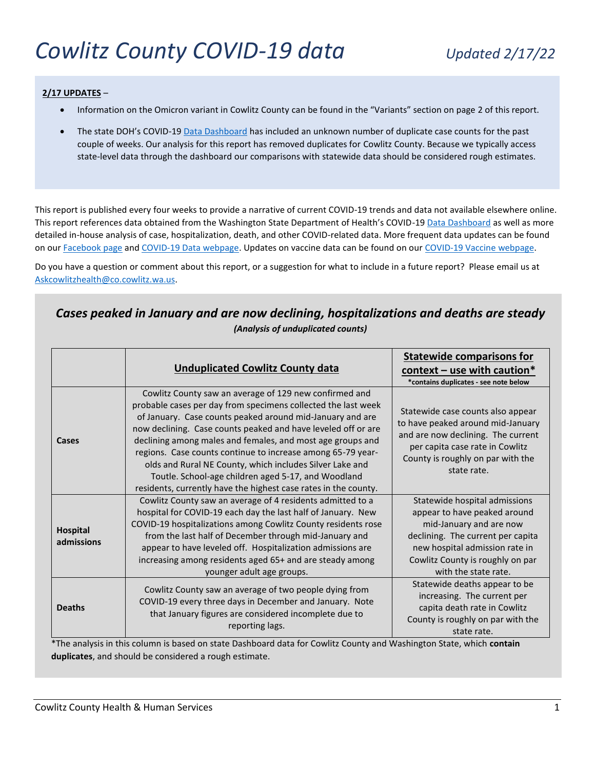# *Cowlitz County COVID-19 data*

*Updated 2/17/22*

**2/17 UPDATES** –

- Information on the Omicron variant in Cowlitz County can be found in the "Variants" section on page 2 of this report.
- The state DOH's COVID-19 Data Dashboard has included an unknown number of duplicate case counts for the past couple of weeks. Our analysis for this report has removed duplicates for Cowlitz County. Because we typically access state-level data through the dashboard our comparisons with statewide data should be considered rough estimates.

This report is published every four weeks to provide a narrative of current COVID-19 trends and data not available elsewhere online. This report references data obtained from the Washington State Department of Health's COVID-19 Data Dashboard as well as more detailed in-house analysis of case, hospitalization, death, and other COVID-related data. More frequent data updates can be found on our Facebook page and COVID-19 Data webpage. Updates on vaccine data can be found on our COVID-19 Vaccine webpage.

Do you have a question or comment about this report, or a suggestion for what to include in a future report? Please email us at Askcowlitzhealth@co.cowlitz.wa.us.

## *Cases peaked in January and are now declining, hospitalizations and deaths are steady*

***(Analysis of unduplicated counts)***

| | **Unduplicated Cowlitz County data** | **Statewide comparisons for context – use with caution*** <br> ***contains duplicates - see note below** |
|---|---|---|
| **Cases** | Cowlitz County saw an average of 129 new confirmed and probable cases per day from specimens collected the last week of January. Case counts peaked around mid-January and are now declining. Case counts peaked and have leveled off or are declining among males and females, and most age groups and regions. Case counts continue to increase among 65-79 year-olds and Rural NE County, which includes Silver Lake and Toutle. School-age children aged 5-17, and Woodland residents, currently have the highest case rates in the county. | Statewide case counts also appear to have peaked around mid-January and are now declining. The current per capita case rate in Cowlitz County is roughly on par with the state rate. |
| **Hospital admissions** | Cowlitz County saw an average of 4 residents admitted to a hospital for COVID-19 each day the last half of January. New COVID-19 hospitalizations among Cowlitz County residents rose from the last half of December through mid-January and appear to have leveled off. Hospitalization admissions are increasing among residents aged 65+ and are steady among younger adult age groups. | Statewide hospital admissions appear to have peaked around mid-January and are now declining. The current per capita new hospital admission rate in Cowlitz County is roughly on par with the state rate. |
| **Deaths** | Cowlitz County saw an average of two people dying from COVID-19 every three days in December and January. Note that January figures are considered incomplete due to reporting lags. | Statewide deaths appear to be increasing. The current per capita death rate in Cowlitz County is roughly on par with the state rate. |

*The analysis in this column is based on state Dashboard data for Cowlitz County and Washington State, which **contain duplicates**, and should be considered a rough estimate.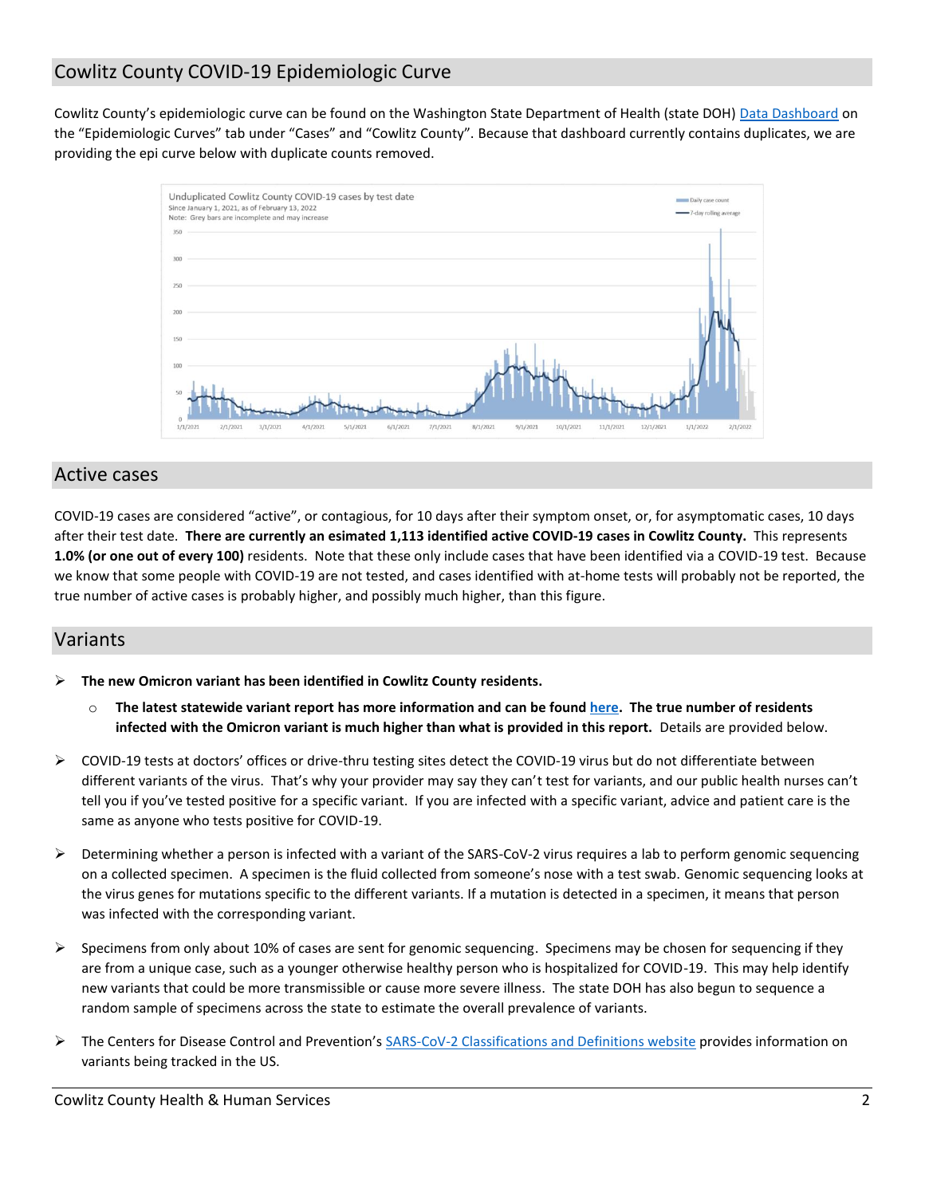## Cowlitz County COVID-19 Epidemiologic Curve

Cowlitz County's epidemiologic curve can be found on the Washington State Department of Health (state DOH) Data Dashboard on the "Epidemiologic Curves" tab under "Cases" and "Cowlitz County". Because that dashboard currently contains duplicates, we are providing the epi curve below with duplicate counts removed.

## Active cases

COVID-19 cases are considered "active", or contagious, for 10 days after their symptom onset, or, for asymptomatic cases, 10 days after their test date. **There are currently an esimated 1,113 identified active COVID-19 cases in Cowlitz County.** This represents **1.0% (or one out of every 100)** residents. Note that these only include cases that have been identified via a COVID-19 test. Because we know that some people with COVID-19 are not tested, and cases identified with at-home tests will probably not be reported, the true number of active cases is probably higher, and possibly much higher, than this figure.

## Variants

- **The new Omicron variant has been identified in Cowlitz County residents.**
  - **The latest statewide variant report has more information and can be found here. The true number of residents infected with the Omicron variant is much higher than what is provided in this report.** Details are provided below.
- COVID-19 tests at doctors' offices or drive-thru testing sites detect the COVID-19 virus but do not differentiate between different variants of the virus. That's why your provider may say they can't test for variants, and our public health nurses can't tell you if you've tested positive for a specific variant. If you are infected with a specific variant, advice and patient care is the same as anyone who tests positive for COVID-19.
- Determining whether a person is infected with a variant of the SARS-CoV-2 virus requires a lab to perform genomic sequencing on a collected specimen. A specimen is the fluid collected from someone's nose with a test swab. Genomic sequencing looks at the virus genes for mutations specific to the different variants. If a mutation is detected in a specimen, it means that person was infected with the corresponding variant.
- Specimens from only about 10% of cases are sent for genomic sequencing. Specimens may be chosen for sequencing if they are from a unique case, such as a younger otherwise healthy person who is hospitalized for COVID-19. This may help identify new variants that could be more transmissible or cause more severe illness. The state DOH has also begun to sequence a random sample of specimens across the state to estimate the overall prevalence of variants.
- The Centers for Disease Control and Prevention's SARS-CoV-2 Classifications and Definitions website provides information on variants being tracked in the US.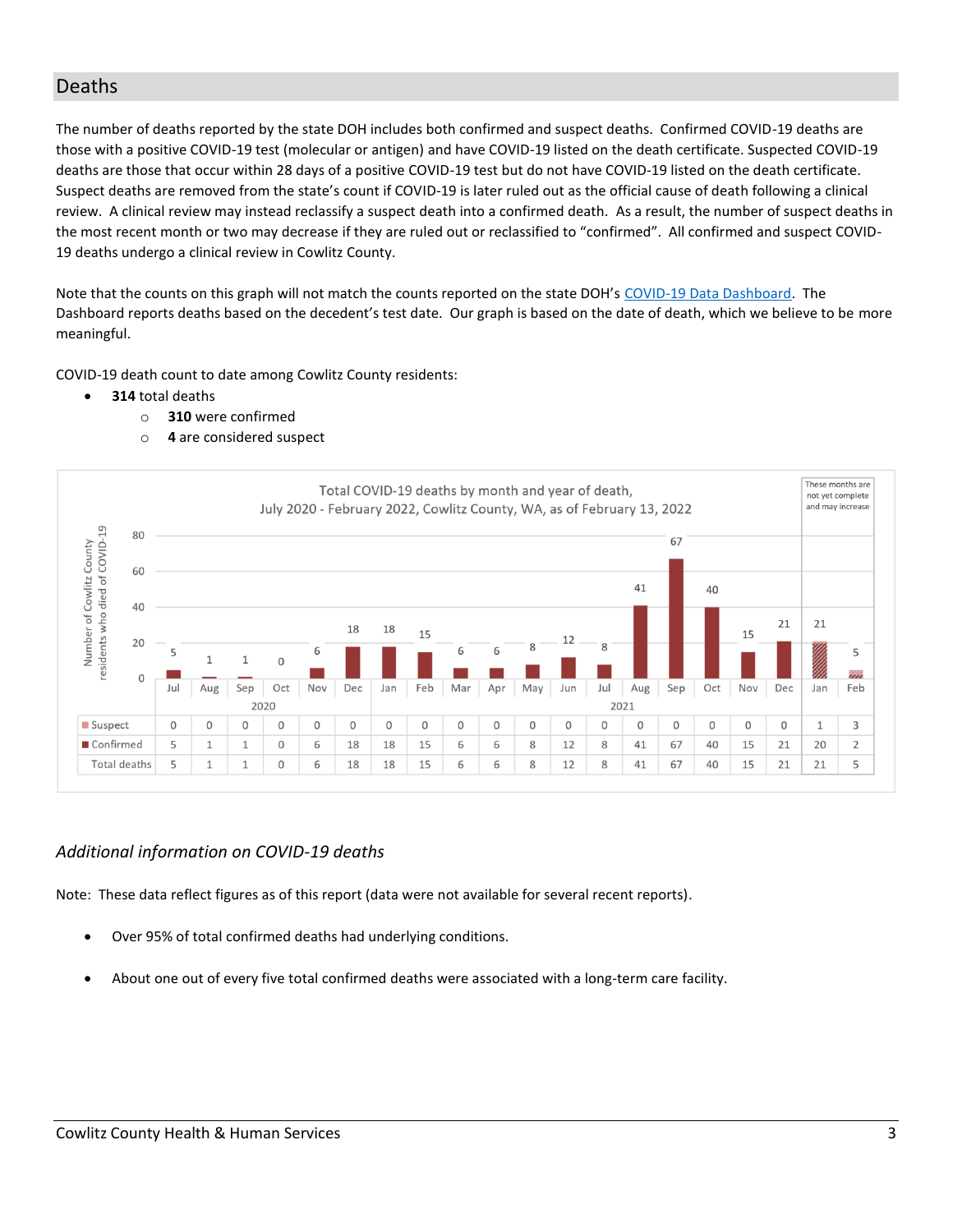## Deaths

The number of deaths reported by the state DOH includes both confirmed and suspect deaths. Confirmed COVID-19 deaths are those with a positive COVID-19 test (molecular or antigen) and have COVID-19 listed on the death certificate. Suspected COVID-19 deaths are those that occur within 28 days of a positive COVID-19 test but do not have COVID-19 listed on the death certificate. Suspect deaths are removed from the state's count if COVID-19 is later ruled out as the official cause of death following a clinical review. A clinical review may instead reclassify a suspect death into a confirmed death. As a result, the number of suspect deaths in the most recent month or two may decrease if they are ruled out or reclassified to "confirmed". All confirmed and suspect COVID-19 deaths undergo a clinical review in Cowlitz County.

Note that the counts on this graph will not match the counts reported on the state DOH's COVID-19 Data Dashboard. The Dashboard reports deaths based on the decedent's test date. Our graph is based on the date of death, which we believe to be more meaningful.

COVID-19 death count to date among Cowlitz County residents:

- **314** total deaths
  - **310** were confirmed
  - **4** are considered suspect

Total COVID-19 deaths by month and year of death,
July 2020 - February 2022, Cowlitz County, WA, as of February 13, 2022

These months are not yet complete and may increase

Number of Cowlitz County residents who died of COVID-19

0
20
40
60
80

2020
2021

| | Jul | Aug | Sep | Oct | Nov | Dec | Jan | Feb | Mar | Apr | May | Jun | Jul | Aug | Sep | Oct | Nov | Dec | Jan | Feb |
|---|---|---|---|---|---|---|---|---|---|---|---|---|---|---|---|---|---|---|---|---|
| Suspect | 0 | 0 | 0 | 0 | 0 | 0 | 0 | 0 | 0 | 0 | 0 | 0 | 0 | 0 | 0 | 0 | 0 | 0 | 1 | 3 |
| Confirmed | 5 | 1 | 1 | 0 | 6 | 18 | 18 | 15 | 6 | 6 | 8 | 12 | 8 | 41 | 67 | 40 | 15 | 21 | 20 | 2 |
| Total deaths | 5 | 1 | 1 | 0 | 6 | 18 | 18 | 15 | 6 | 6 | 8 | 12 | 8 | 41 | 67 | 40 | 15 | 21 | 21 | 5 |

### *Additional information on COVID-19 deaths*

Note: These data reflect figures as of this report (data were not available for several recent reports).

- Over 95% of total confirmed deaths had underlying conditions.
- About one out of every five total confirmed deaths were associated with a long-term care facility.